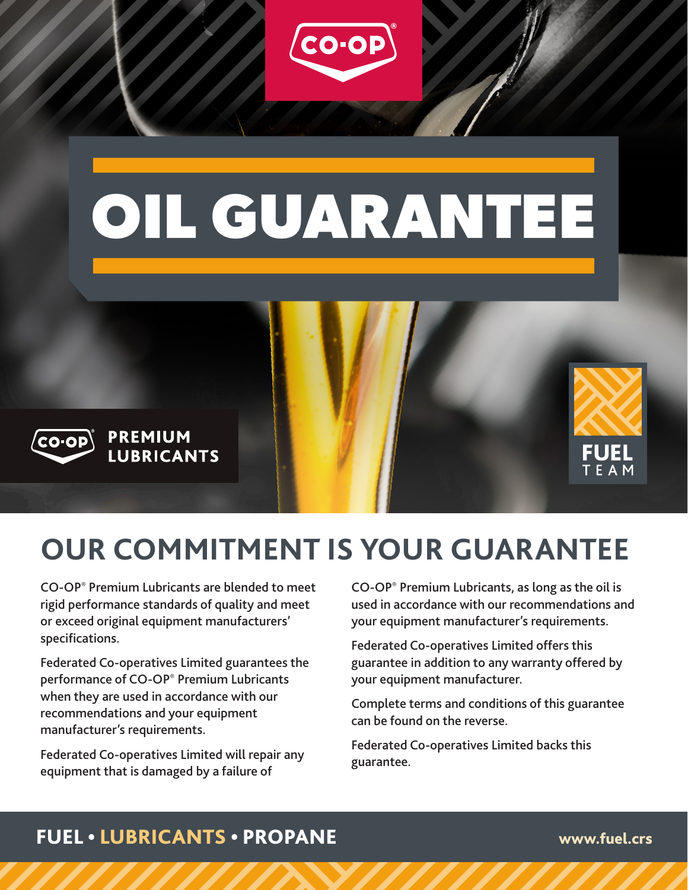CO-OP®

# OIL GUARANTEE

CO-OP® PREMIUM LUBRICANTS

FUEL TEAM

## OUR COMMITMENT IS YOUR GUARANTEE

CO-OP® Premium Lubricants are blended to meet rigid performance standards of quality and meet or exceed original equipment manufacturers' specifications.

Federated Co-operatives Limited guarantees the performance of CO-OP® Premium Lubricants when they are used in accordance with our recommendations and your equipment manufacturer's requirements.

Federated Co-operatives Limited will repair any equipment that is damaged by a failure of CO-OP® Premium Lubricants, as long as the oil is used in accordance with our recommendations and your equipment manufacturer's requirements.

Federated Co-operatives Limited offers this guarantee in addition to any warranty offered by your equipment manufacturer.

Complete terms and conditions of this guarantee can be found on the reverse.

Federated Co-operatives Limited backs this guarantee.

**FUEL • LUBRICANTS • PROPANE**

www.fuel.crs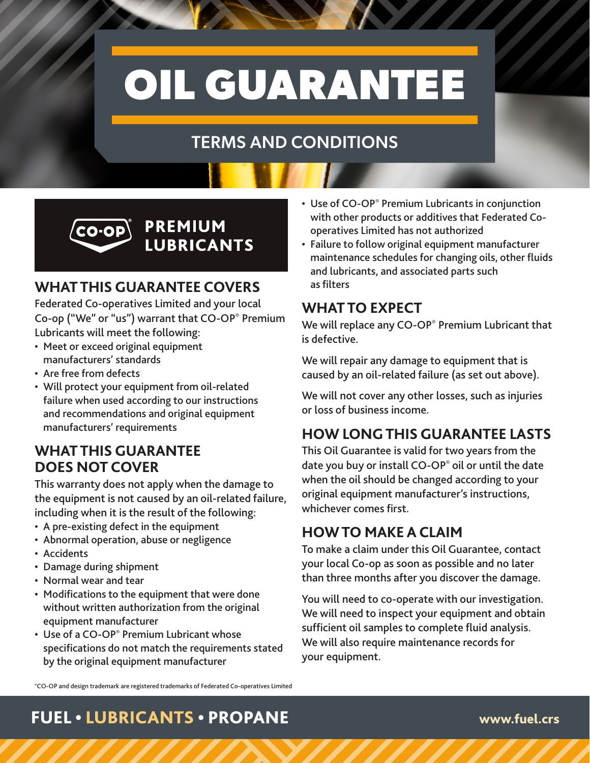# OIL GUARANTEE

## TERMS AND CONDITIONS

CO-OP® PREMIUM LUBRICANTS

## WHAT THIS GUARANTEE COVERS

Federated Co-operatives Limited and your local Co-op ("We" or "us") warrant that CO-OP® Premium Lubricants will meet the following:

- Meet or exceed original equipment manufacturers' standards
- Are free from defects
- Will protect your equipment from oil-related failure when used according to our instructions and recommendations and original equipment manufacturers' requirements

## WHAT THIS GUARANTEE DOES NOT COVER

This warranty does not apply when the damage to the equipment is not caused by an oil-related failure, including when it is the result of the following:

- A pre-existing defect in the equipment
- Abnormal operation, abuse or negligence
- Accidents
- Damage during shipment
- Normal wear and tear
- Modifications to the equipment that were done without written authorization from the original equipment manufacturer
- Use of a CO-OP® Premium Lubricant whose specifications do not match the requirements stated by the original equipment manufacturer
- Use of CO-OP® Premium Lubricants in conjunction with other products or additives that Federated Co-operatives Limited has not authorized
- Failure to follow original equipment manufacturer maintenance schedules for changing oils, other fluids and lubricants, and associated parts such as filters

## WHAT TO EXPECT

We will replace any CO-OP® Premium Lubricant that is defective.

We will repair any damage to equipment that is caused by an oil-related failure (as set out above).

We will not cover any other losses, such as injuries or loss of business income.

## HOW LONG THIS GUARANTEE LASTS

This Oil Guarantee is valid for two years from the date you buy or install CO-OP® oil or until the date when the oil should be changed according to your original equipment manufacturer's instructions, whichever comes first.

## HOW TO MAKE A CLAIM

To make a claim under this Oil Guarantee, contact your local Co-op as soon as possible and no later than three months after you discover the damage.

You will need to co-operate with our investigation. We will need to inspect your equipment and obtain sufficient oil samples to complete fluid analysis. We will also require maintenance records for your equipment.

®CO-OP and design trademark are registered trademarks of Federated Co-operatives Limited

FUEL • LUBRICANTS • PROPANE

www.fuel.crs